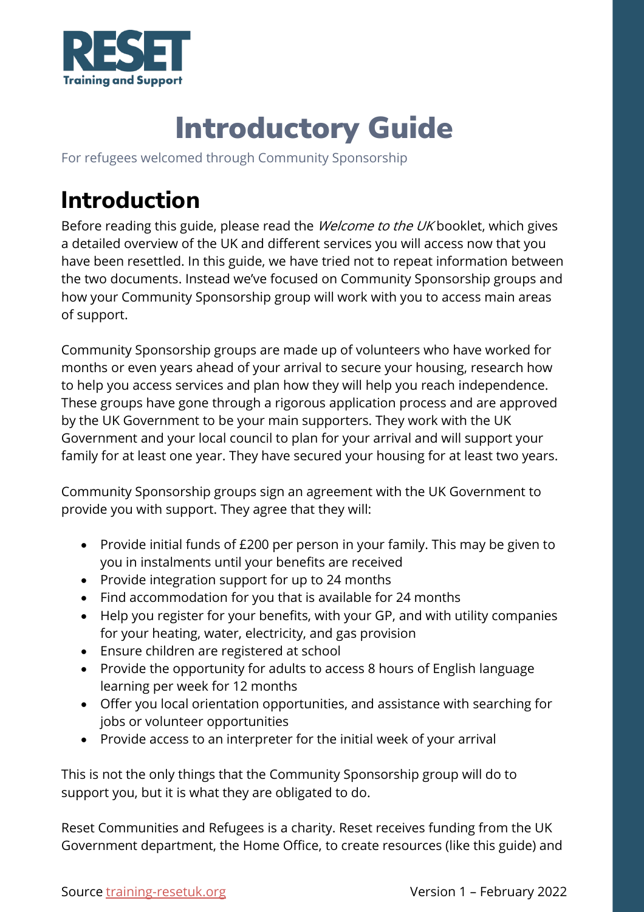RESET
Training and Support

# Introductory Guide

For refugees welcomed through Community Sponsorship

## Introduction

Before reading this guide, please read the *Welcome to the UK* booklet, which gives a detailed overview of the UK and different services you will access now that you have been resettled. In this guide, we have tried not to repeat information between the two documents. Instead we've focused on Community Sponsorship groups and how your Community Sponsorship group will work with you to access main areas of support.

Community Sponsorship groups are made up of volunteers who have worked for months or even years ahead of your arrival to secure your housing, research how to help you access services and plan how they will help you reach independence. These groups have gone through a rigorous application process and are approved by the UK Government to be your main supporters. They work with the UK Government and your local council to plan for your arrival and will support your family for at least one year. They have secured your housing for at least two years.

Community Sponsorship groups sign an agreement with the UK Government to provide you with support. They agree that they will:

- Provide initial funds of £200 per person in your family. This may be given to you in instalments until your benefits are received
- Provide integration support for up to 24 months
- Find accommodation for you that is available for 24 months
- Help you register for your benefits, with your GP, and with utility companies for your heating, water, electricity, and gas provision
- Ensure children are registered at school
- Provide the opportunity for adults to access 8 hours of English language learning per week for 12 months
- Offer you local orientation opportunities, and assistance with searching for jobs or volunteer opportunities
- Provide access to an interpreter for the initial week of your arrival

This is not the only things that the Community Sponsorship group will do to support you, but it is what they are obligated to do.

Reset Communities and Refugees is a charity. Reset receives funding from the UK Government department, the Home Office, to create resources (like this guide) and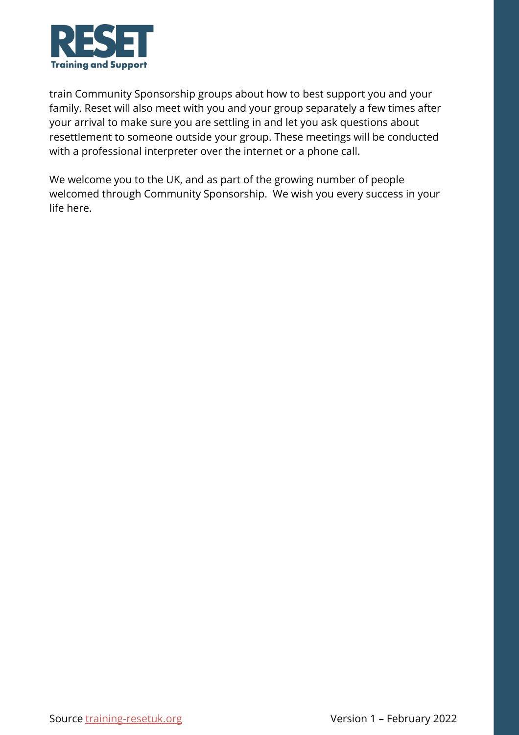train Community Sponsorship groups about how to best support you and your family. Reset will also meet with you and your group separately a few times after your arrival to make sure you are settling in and let you ask questions about resettlement to someone outside your group. These meetings will be conducted with a professional interpreter over the internet or a phone call.

We welcome you to the UK, and as part of the growing number of people welcomed through Community Sponsorship. We wish you every success in your life here.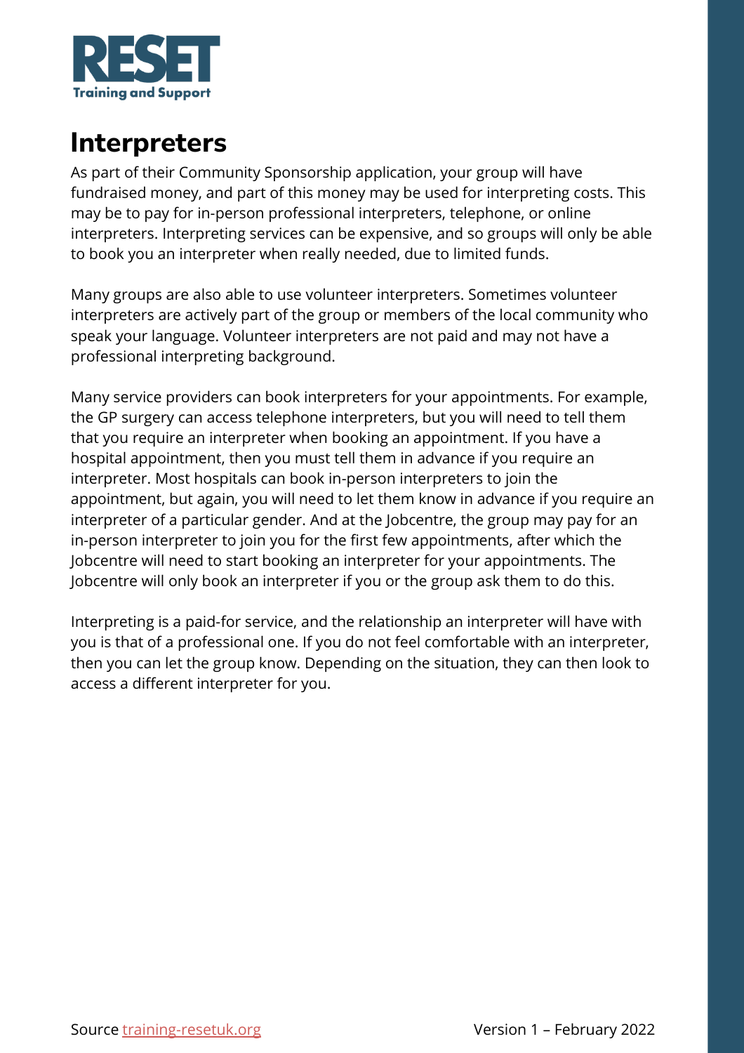# Interpreters

As part of their Community Sponsorship application, your group will have fundraised money, and part of this money may be used for interpreting costs. This may be to pay for in-person professional interpreters, telephone, or online interpreters. Interpreting services can be expensive, and so groups will only be able to book you an interpreter when really needed, due to limited funds.

Many groups are also able to use volunteer interpreters. Sometimes volunteer interpreters are actively part of the group or members of the local community who speak your language. Volunteer interpreters are not paid and may not have a professional interpreting background.

Many service providers can book interpreters for your appointments. For example, the GP surgery can access telephone interpreters, but you will need to tell them that you require an interpreter when booking an appointment. If you have a hospital appointment, then you must tell them in advance if you require an interpreter. Most hospitals can book in-person interpreters to join the appointment, but again, you will need to let them know in advance if you require an interpreter of a particular gender. And at the Jobcentre, the group may pay for an in-person interpreter to join you for the first few appointments, after which the Jobcentre will need to start booking an interpreter for your appointments. The Jobcentre will only book an interpreter if you or the group ask them to do this.

Interpreting is a paid-for service, and the relationship an interpreter will have with you is that of a professional one. If you do not feel comfortable with an interpreter, then you can let the group know. Depending on the situation, they can then look to access a different interpreter for you.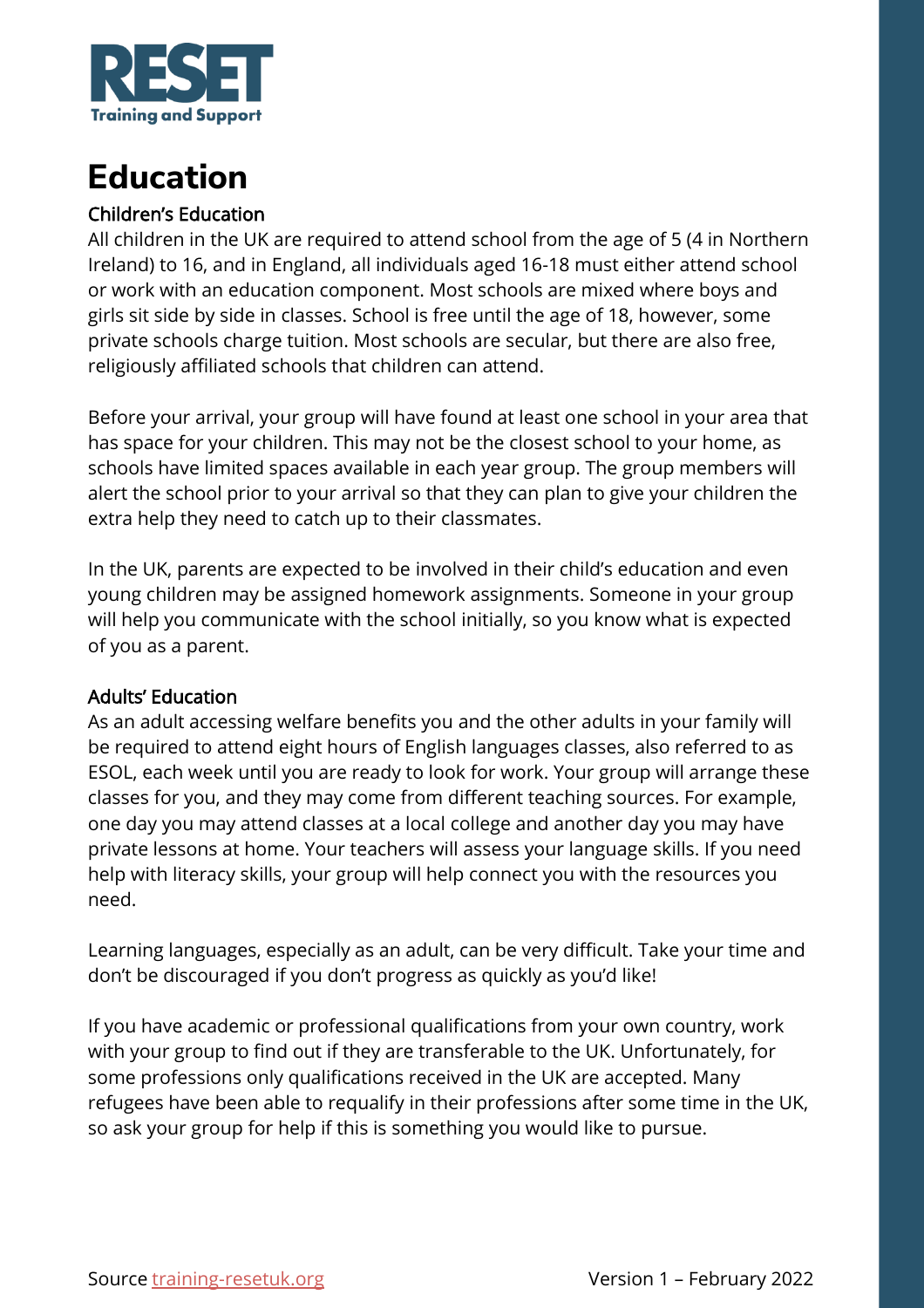RESET
Training and Support

# Education

### Children's Education

All children in the UK are required to attend school from the age of 5 (4 in Northern Ireland) to 16, and in England, all individuals aged 16-18 must either attend school or work with an education component. Most schools are mixed where boys and girls sit side by side in classes. School is free until the age of 18, however, some private schools charge tuition. Most schools are secular, but there are also free, religiously affiliated schools that children can attend.

Before your arrival, your group will have found at least one school in your area that has space for your children. This may not be the closest school to your home, as schools have limited spaces available in each year group. The group members will alert the school prior to your arrival so that they can plan to give your children the extra help they need to catch up to their classmates.

In the UK, parents are expected to be involved in their child's education and even young children may be assigned homework assignments. Someone in your group will help you communicate with the school initially, so you know what is expected of you as a parent.

### Adults' Education

As an adult accessing welfare benefits you and the other adults in your family will be required to attend eight hours of English languages classes, also referred to as ESOL, each week until you are ready to look for work. Your group will arrange these classes for you, and they may come from different teaching sources. For example, one day you may attend classes at a local college and another day you may have private lessons at home. Your teachers will assess your language skills. If you need help with literacy skills, your group will help connect you with the resources you need.

Learning languages, especially as an adult, can be very difficult. Take your time and don't be discouraged if you don't progress as quickly as you'd like!

If you have academic or professional qualifications from your own country, work with your group to find out if they are transferable to the UK. Unfortunately, for some professions only qualifications received in the UK are accepted. Many refugees have been able to requalify in their professions after some time in the UK, so ask your group for help if this is something you would like to pursue.

Source [training-resetuk.org](training-resetuk.org) Version 1 – February 2022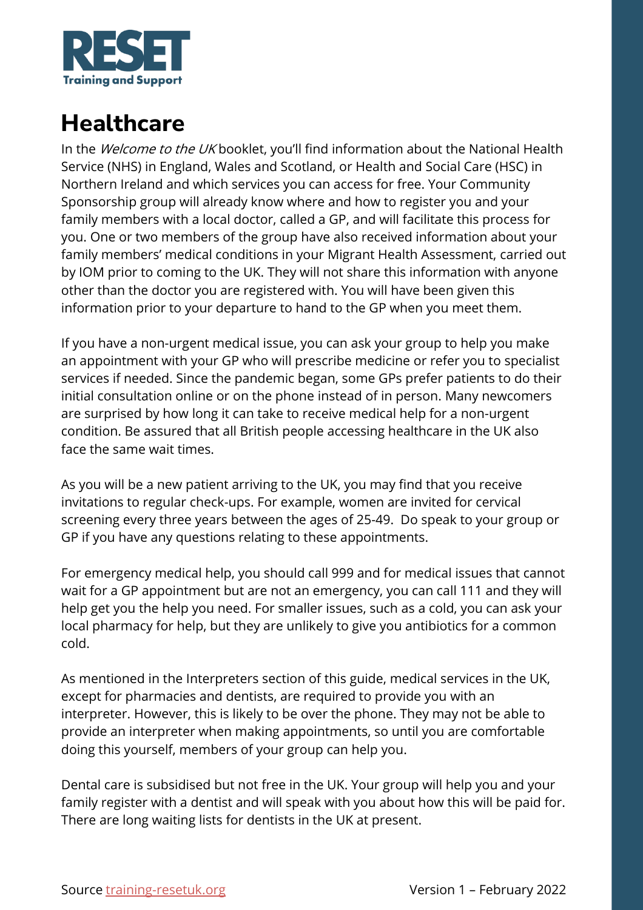# Healthcare

In the *Welcome to the UK* booklet, you'll find information about the National Health Service (NHS) in England, Wales and Scotland, or Health and Social Care (HSC) in Northern Ireland and which services you can access for free. Your Community Sponsorship group will already know where and how to register you and your family members with a local doctor, called a GP, and will facilitate this process for you. One or two members of the group have also received information about your family members' medical conditions in your Migrant Health Assessment, carried out by IOM prior to coming to the UK. They will not share this information with anyone other than the doctor you are registered with. You will have been given this information prior to your departure to hand to the GP when you meet them.

If you have a non-urgent medical issue, you can ask your group to help you make an appointment with your GP who will prescribe medicine or refer you to specialist services if needed. Since the pandemic began, some GPs prefer patients to do their initial consultation online or on the phone instead of in person. Many newcomers are surprised by how long it can take to receive medical help for a non-urgent condition. Be assured that all British people accessing healthcare in the UK also face the same wait times.

As you will be a new patient arriving to the UK, you may find that you receive invitations to regular check-ups. For example, women are invited for cervical screening every three years between the ages of 25-49. Do speak to your group or GP if you have any questions relating to these appointments.

For emergency medical help, you should call 999 and for medical issues that cannot wait for a GP appointment but are not an emergency, you can call 111 and they will help get you the help you need. For smaller issues, such as a cold, you can ask your local pharmacy for help, but they are unlikely to give you antibiotics for a common cold.

As mentioned in the Interpreters section of this guide, medical services in the UK, except for pharmacies and dentists, are required to provide you with an interpreter. However, this is likely to be over the phone. They may not be able to provide an interpreter when making appointments, so until you are comfortable doing this yourself, members of your group can help you.

Dental care is subsidised but not free in the UK. Your group will help you and your family register with a dentist and will speak with you about how this will be paid for. There are long waiting lists for dentists in the UK at present.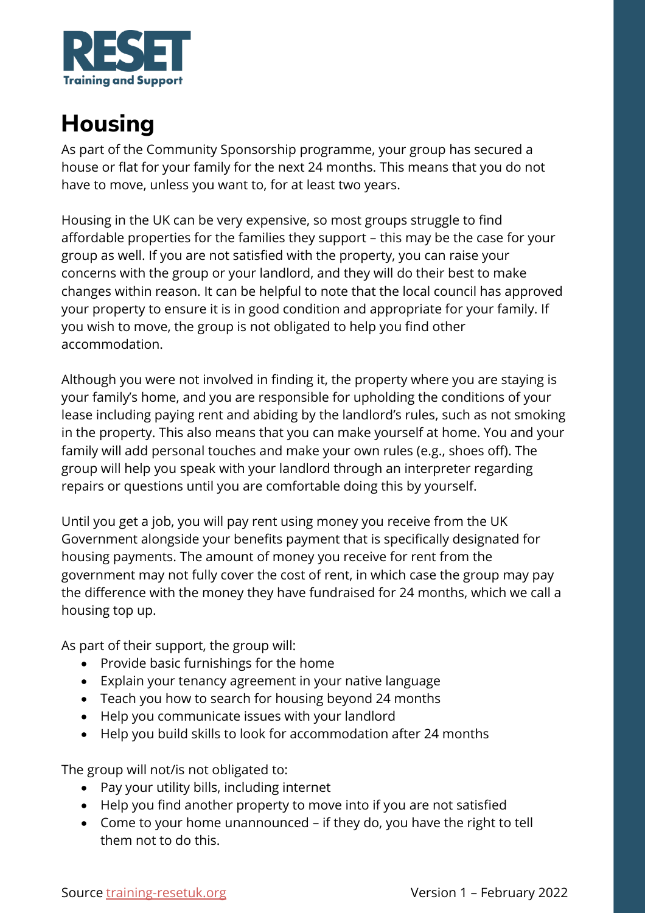# Housing

As part of the Community Sponsorship programme, your group has secured a house or flat for your family for the next 24 months. This means that you do not have to move, unless you want to, for at least two years.

Housing in the UK can be very expensive, so most groups struggle to find affordable properties for the families they support – this may be the case for your group as well. If you are not satisfied with the property, you can raise your concerns with the group or your landlord, and they will do their best to make changes within reason. It can be helpful to note that the local council has approved your property to ensure it is in good condition and appropriate for your family. If you wish to move, the group is not obligated to help you find other accommodation.

Although you were not involved in finding it, the property where you are staying is your family's home, and you are responsible for upholding the conditions of your lease including paying rent and abiding by the landlord's rules, such as not smoking in the property. This also means that you can make yourself at home. You and your family will add personal touches and make your own rules (e.g., shoes off). The group will help you speak with your landlord through an interpreter regarding repairs or questions until you are comfortable doing this by yourself.

Until you get a job, you will pay rent using money you receive from the UK Government alongside your benefits payment that is specifically designated for housing payments. The amount of money you receive for rent from the government may not fully cover the cost of rent, in which case the group may pay the difference with the money they have fundraised for 24 months, which we call a housing top up.

As part of their support, the group will:

- Provide basic furnishings for the home
- Explain your tenancy agreement in your native language
- Teach you how to search for housing beyond 24 months
- Help you communicate issues with your landlord
- Help you build skills to look for accommodation after 24 months

The group will not/is not obligated to:

- Pay your utility bills, including internet
- Help you find another property to move into if you are not satisfied
- Come to your home unannounced – if they do, you have the right to tell them not to do this.

Source training-resetuk.org Version 1 – February 2022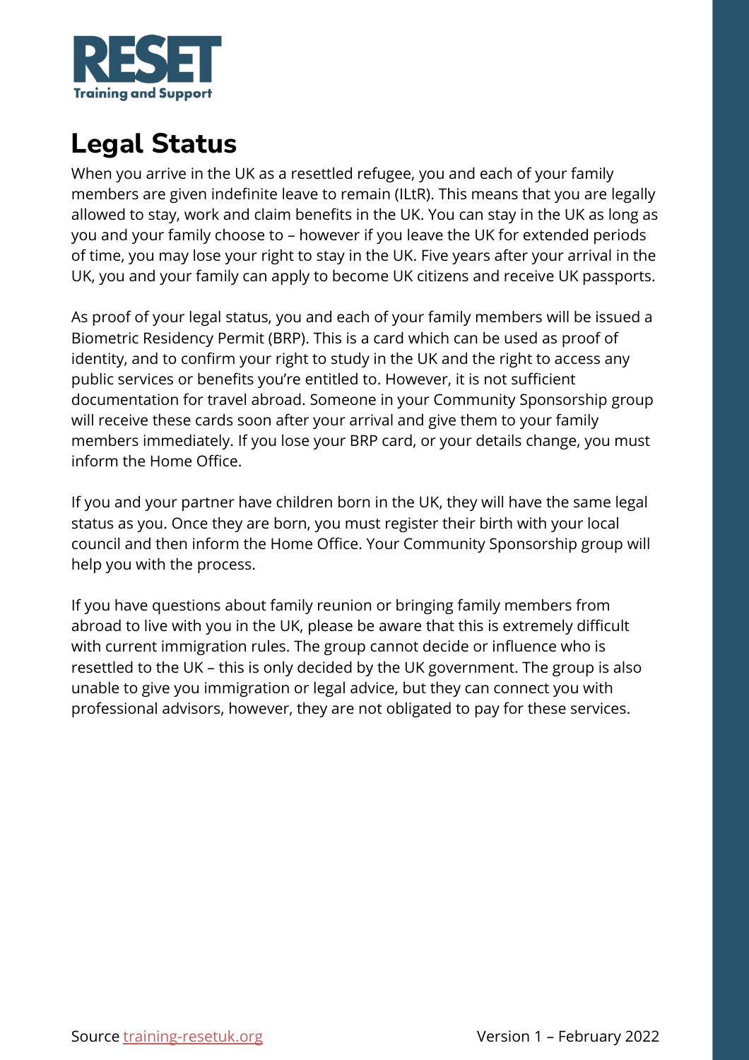RESET Training and Support

# Legal Status

When you arrive in the UK as a resettled refugee, you and each of your family members are given indefinite leave to remain (ILtR). This means that you are legally allowed to stay, work and claim benefits in the UK. You can stay in the UK as long as you and your family choose to – however if you leave the UK for extended periods of time, you may lose your right to stay in the UK. Five years after your arrival in the UK, you and your family can apply to become UK citizens and receive UK passports.

As proof of your legal status, you and each of your family members will be issued a Biometric Residency Permit (BRP). This is a card which can be used as proof of identity, and to confirm your right to study in the UK and the right to access any public services or benefits you're entitled to. However, it is not sufficient documentation for travel abroad. Someone in your Community Sponsorship group will receive these cards soon after your arrival and give them to your family members immediately. If you lose your BRP card, or your details change, you must inform the Home Office.

If you and your partner have children born in the UK, they will have the same legal status as you. Once they are born, you must register their birth with your local council and then inform the Home Office. Your Community Sponsorship group will help you with the process.

If you have questions about family reunion or bringing family members from abroad to live with you in the UK, please be aware that this is extremely difficult with current immigration rules. The group cannot decide or influence who is resettled to the UK – this is only decided by the UK government. The group is also unable to give you immigration or legal advice, but they can connect you with professional advisors, however, they are not obligated to pay for these services.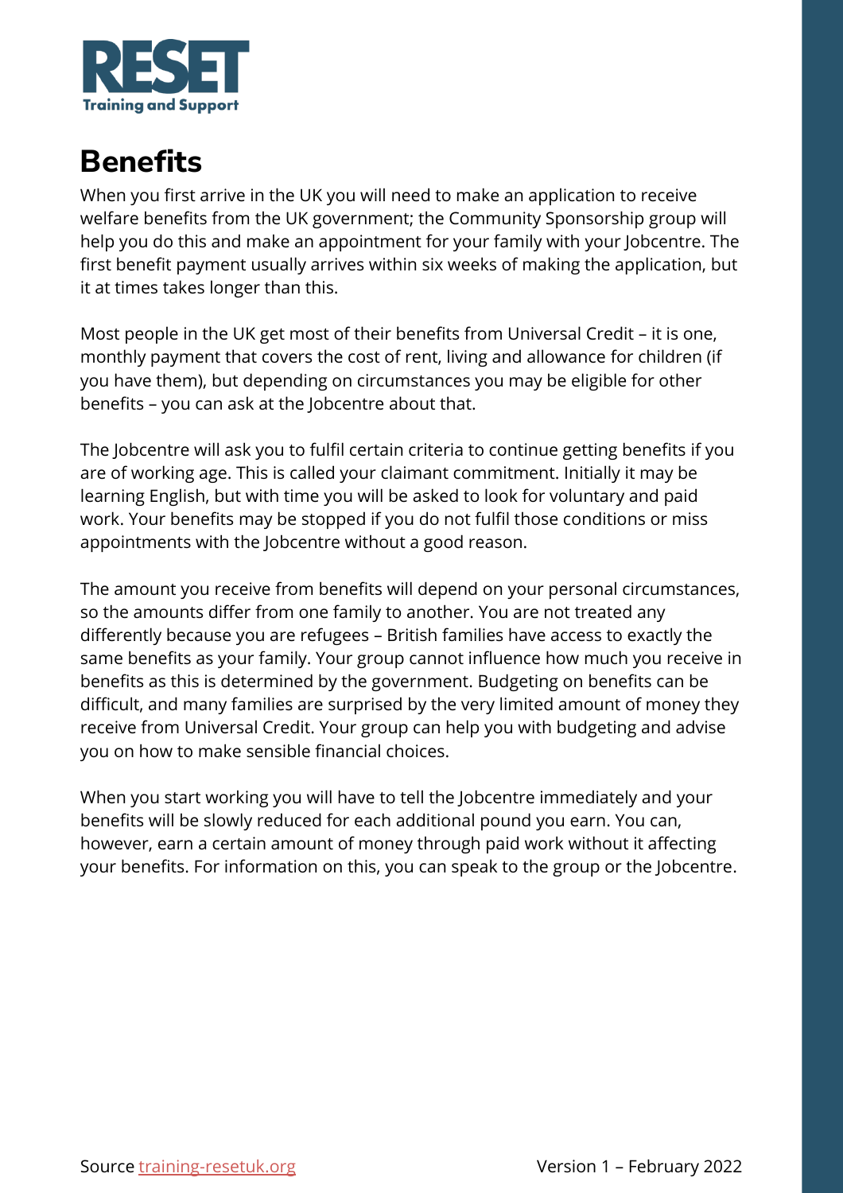# Benefits

When you first arrive in the UK you will need to make an application to receive welfare benefits from the UK government; the Community Sponsorship group will help you do this and make an appointment for your family with your Jobcentre. The first benefit payment usually arrives within six weeks of making the application, but it at times takes longer than this.

Most people in the UK get most of their benefits from Universal Credit – it is one, monthly payment that covers the cost of rent, living and allowance for children (if you have them), but depending on circumstances you may be eligible for other benefits – you can ask at the Jobcentre about that.

The Jobcentre will ask you to fulfil certain criteria to continue getting benefits if you are of working age. This is called your claimant commitment. Initially it may be learning English, but with time you will be asked to look for voluntary and paid work. Your benefits may be stopped if you do not fulfil those conditions or miss appointments with the Jobcentre without a good reason.

The amount you receive from benefits will depend on your personal circumstances, so the amounts differ from one family to another. You are not treated any differently because you are refugees – British families have access to exactly the same benefits as your family. Your group cannot influence how much you receive in benefits as this is determined by the government. Budgeting on benefits can be difficult, and many families are surprised by the very limited amount of money they receive from Universal Credit. Your group can help you with budgeting and advise you on how to make sensible financial choices.

When you start working you will have to tell the Jobcentre immediately and your benefits will be slowly reduced for each additional pound you earn. You can, however, earn a certain amount of money through paid work without it affecting your benefits. For information on this, you can speak to the group or the Jobcentre.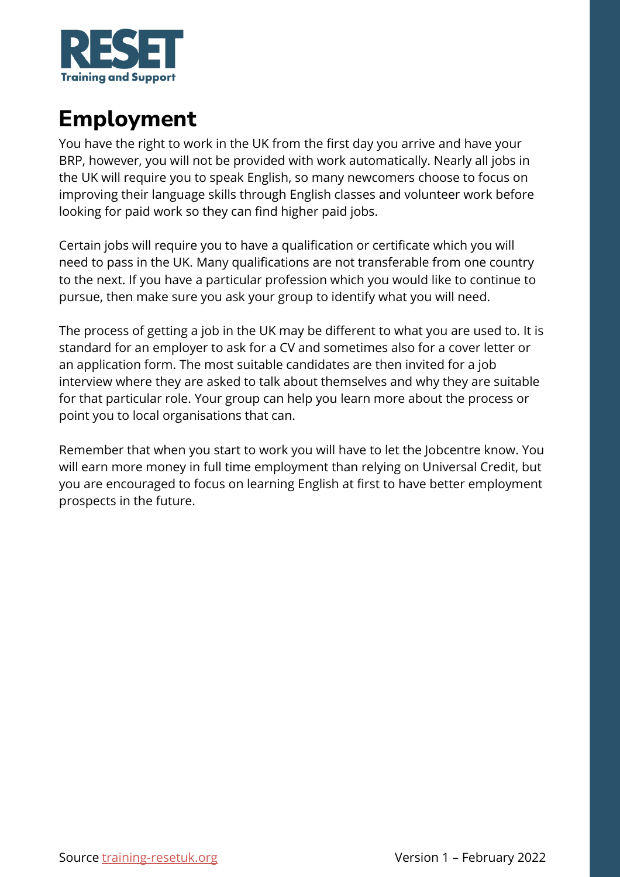# Employment

You have the right to work in the UK from the first day you arrive and have your BRP, however, you will not be provided with work automatically. Nearly all jobs in the UK will require you to speak English, so many newcomers choose to focus on improving their language skills through English classes and volunteer work before looking for paid work so they can find higher paid jobs.

Certain jobs will require you to have a qualification or certificate which you will need to pass in the UK. Many qualifications are not transferable from one country to the next. If you have a particular profession which you would like to continue to pursue, then make sure you ask your group to identify what you will need.

The process of getting a job in the UK may be different to what you are used to. It is standard for an employer to ask for a CV and sometimes also for a cover letter or an application form. The most suitable candidates are then invited for a job interview where they are asked to talk about themselves and why they are suitable for that particular role. Your group can help you learn more about the process or point you to local organisations that can.

Remember that when you start to work you will have to let the Jobcentre know. You will earn more money in full time employment than relying on Universal Credit, but you are encouraged to focus on learning English at first to have better employment prospects in the future.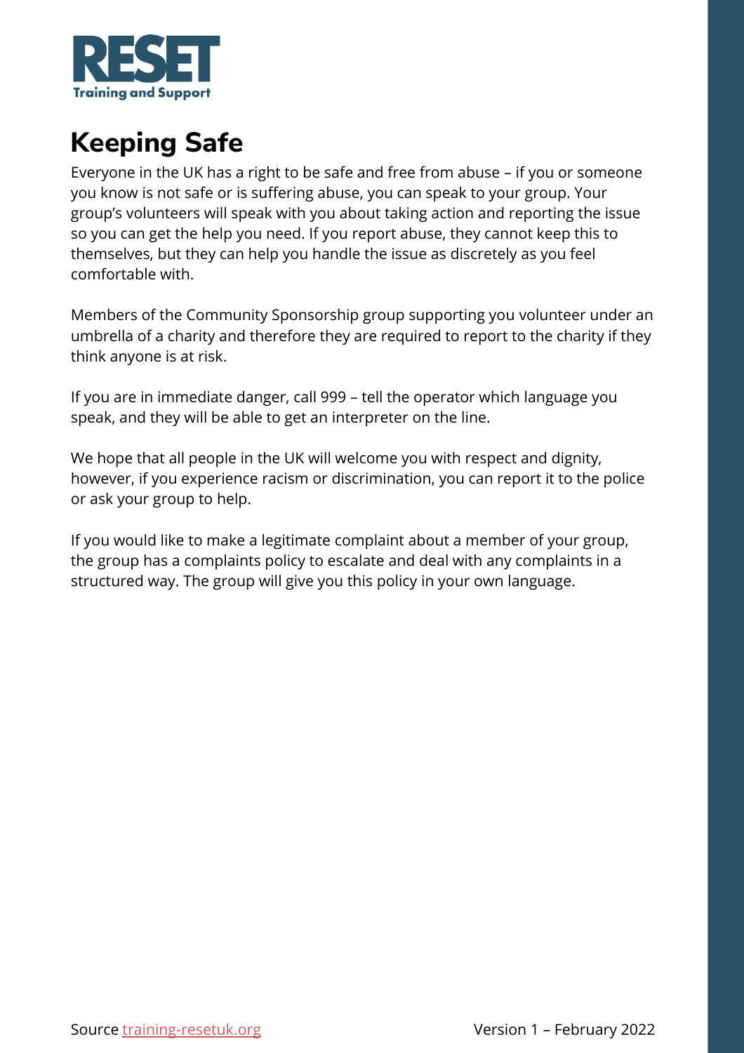RESET
Training and Support

# Keeping Safe

Everyone in the UK has a right to be safe and free from abuse – if you or someone you know is not safe or is suffering abuse, you can speak to your group. Your group's volunteers will speak with you about taking action and reporting the issue so you can get the help you need. If you report abuse, they cannot keep this to themselves, but they can help you handle the issue as discretely as you feel comfortable with.

Members of the Community Sponsorship group supporting you volunteer under an umbrella of a charity and therefore they are required to report to the charity if they think anyone is at risk.

If you are in immediate danger, call 999 – tell the operator which language you speak, and they will be able to get an interpreter on the line.

We hope that all people in the UK will welcome you with respect and dignity, however, if you experience racism or discrimination, you can report it to the police or ask your group to help.

If you would like to make a legitimate complaint about a member of your group, the group has a complaints policy to escalate and deal with any complaints in a structured way. The group will give you this policy in your own language.

Source training-resetuk.org

Version 1 – February 2022